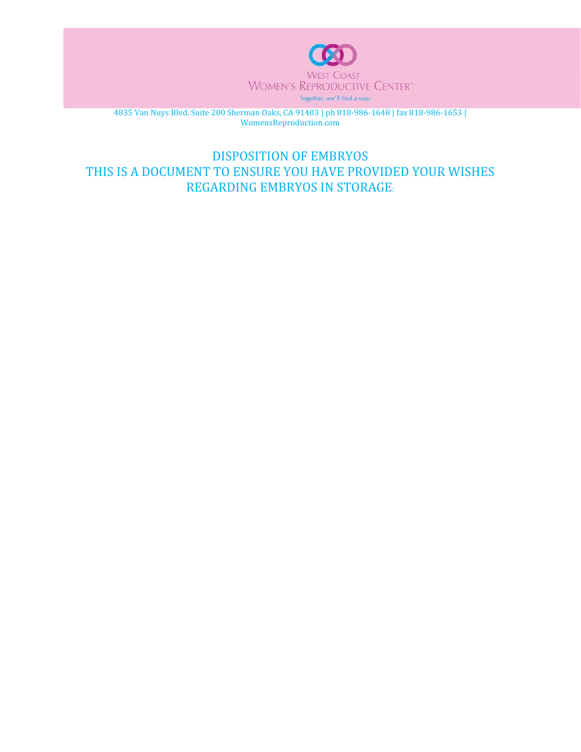West Coast Women's Reproductive Center

Together, we'll find a way.

4835 Van Nuys Blvd. Suite 200 Sherman Oaks, CA 91403 | ph 818-986-1648 | fax 818-986-1653 | WomensReproduction.com

# DISPOSITION OF EMBRYOS

## THIS IS A DOCUMENT TO ENSURE YOU HAVE PROVIDED YOUR WISHES REGARDING EMBRYOS IN STORAGE: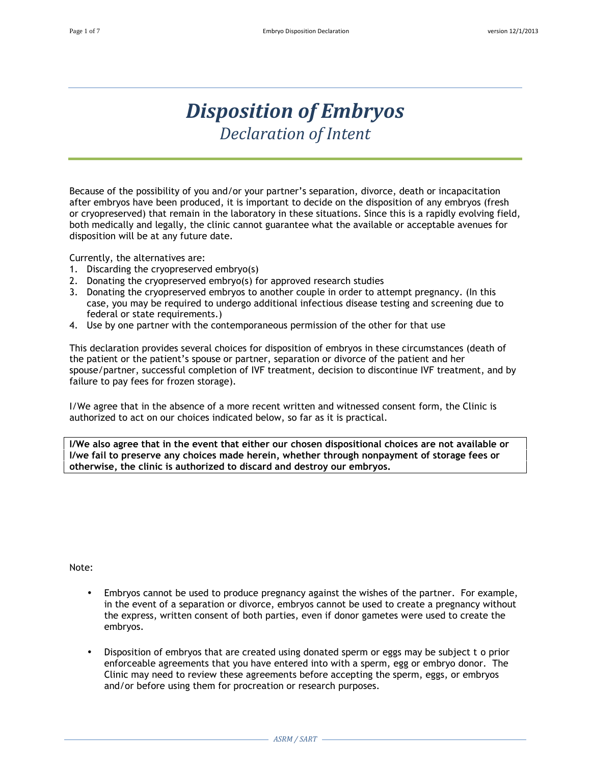# *Disposition of Embryos*

## *Declaration of Intent*

Because of the possibility of you and/or your partner's separation, divorce, death or incapacitation after embryos have been produced, it is important to decide on the disposition of any embryos (fresh or cryopreserved) that remain in the laboratory in these situations. Since this is a rapidly evolving field, both medically and legally, the clinic cannot guarantee what the available or acceptable avenues for disposition will be at any future date.

Currently, the alternatives are:

1. Discarding the cryopreserved embryo(s)
2. Donating the cryopreserved embryo(s) for approved research studies
3. Donating the cryopreserved embryos to another couple in order to attempt pregnancy. (In this case, you may be required to undergo additional infectious disease testing and screening due to federal or state requirements.)
4. Use by one partner with the contemporaneous permission of the other for that use

This declaration provides several choices for disposition of embryos in these circumstances (death of the patient or the patient's spouse or partner, separation or divorce of the patient and her spouse/partner, successful completion of IVF treatment, decision to discontinue IVF treatment, and by failure to pay fees for frozen storage).

I/We agree that in the absence of a more recent written and witnessed consent form, the Clinic is authorized to act on our choices indicated below, so far as it is practical.

**I/We also agree that in the event that either our chosen dispositional choices are not available or I/we fail to preserve any choices made herein, whether through nonpayment of storage fees or otherwise, the clinic is authorized to discard and destroy our embryos.**

Note:

- Embryos cannot be used to produce pregnancy against the wishes of the partner. For example, in the event of a separation or divorce, embryos cannot be used to create a pregnancy without the express, written consent of both parties, even if donor gametes were used to create the embryos.

- Disposition of embryos that are created using donated sperm or eggs may be subject t o prior enforceable agreements that you have entered into with a sperm, egg or embryo donor. The Clinic may need to review these agreements before accepting the sperm, eggs, or embryos and/or before using them for procreation or research purposes.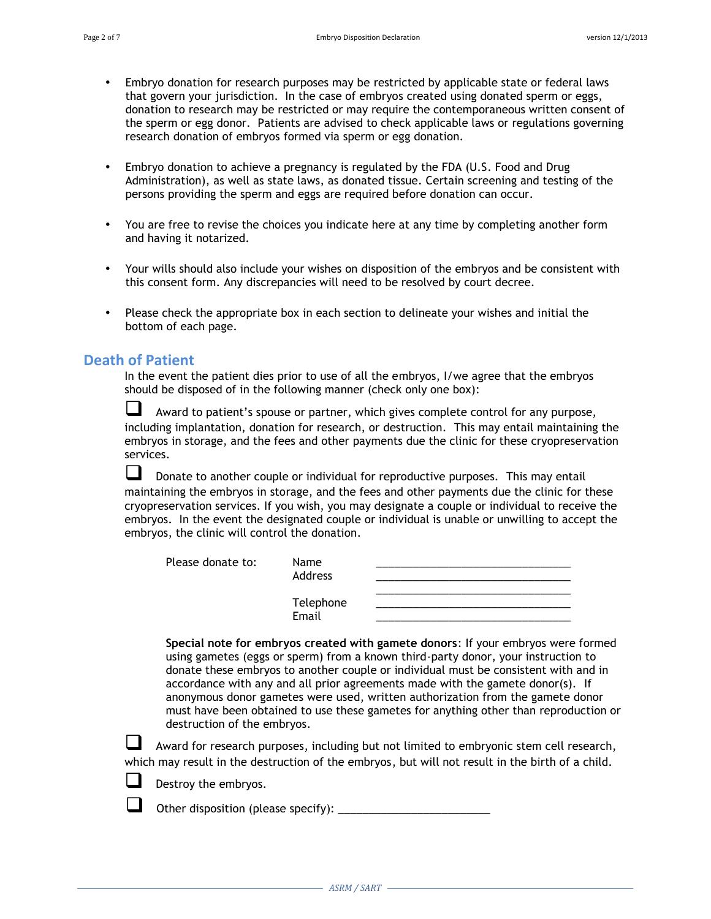- Embryo donation for research purposes may be restricted by applicable state or federal laws that govern your jurisdiction. In the case of embryos created using donated sperm or eggs, donation to research may be restricted or may require the contemporaneous written consent of the sperm or egg donor. Patients are advised to check applicable laws or regulations governing research donation of embryos formed via sperm or egg donation.

- Embryo donation to achieve a pregnancy is regulated by the FDA (U.S. Food and Drug Administration), as well as state laws, as donated tissue. Certain screening and testing of the persons providing the sperm and eggs are required before donation can occur.

- You are free to revise the choices you indicate here at any time by completing another form and having it notarized.

- Your wills should also include your wishes on disposition of the embryos and be consistent with this consent form. Any discrepancies will need to be resolved by court decree.

- Please check the appropriate box in each section to delineate your wishes and initial the bottom of each page.

## Death of Patient

In the event the patient dies prior to use of all the embryos, I/we agree that the embryos should be disposed of in the following manner (check only one box):

☐ Award to patient's spouse or partner, which gives complete control for any purpose, including implantation, donation for research, or destruction. This may entail maintaining the embryos in storage, and the fees and other payments due the clinic for these cryopreservation services.

☐ Donate to another couple or individual for reproductive purposes. This may entail maintaining the embryos in storage, and the fees and other payments due the clinic for these cryopreservation services. If you wish, you may designate a couple or individual to receive the embryos. In the event the designated couple or individual is unable or unwilling to accept the embryos, the clinic will control the donation.

Please donate to:
Name ________________________________
Address ________________________________
________________________________
Telephone ________________________________
Email ________________________________

**Special note for embryos created with gamete donors**: If your embryos were formed using gametes (eggs or sperm) from a known third-party donor, your instruction to donate these embryos to another couple or individual must be consistent with and in accordance with any and all prior agreements made with the gamete donor(s). If anonymous donor gametes were used, written authorization from the gamete donor must have been obtained to use these gametes for anything other than reproduction or destruction of the embryos.

☐ Award for research purposes, including but not limited to embryonic stem cell research, which may result in the destruction of the embryos, but will not result in the birth of a child.

☐ Destroy the embryos.

☐ Other disposition (please specify): _________________________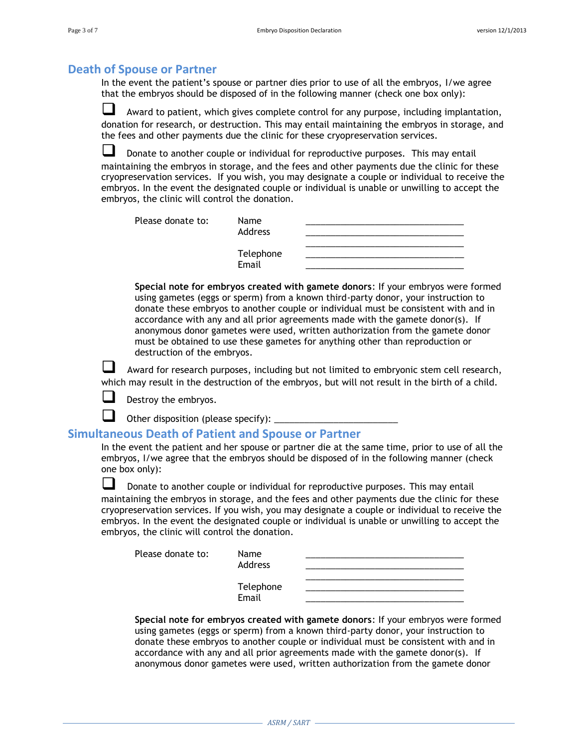## Death of Spouse or Partner

In the event the patient's spouse or partner dies prior to use of all the embryos, I/we agree that the embryos should be disposed of in the following manner (check one box only):

☐ Award to patient, which gives complete control for any purpose, including implantation, donation for research, or destruction. This may entail maintaining the embryos in storage, and the fees and other payments due the clinic for these cryopreservation services.

☐ Donate to another couple or individual for reproductive purposes. This may entail maintaining the embryos in storage, and the fees and other payments due the clinic for these cryopreservation services. If you wish, you may designate a couple or individual to receive the embryos. In the event the designated couple or individual is unable or unwilling to accept the embryos, the clinic will control the donation.

Please donate to:

Name ________________________________

Address ________________________________

________________________________

Telephone ________________________________

Email ________________________________

**Special note for embryos created with gamete donors**: If your embryos were formed using gametes (eggs or sperm) from a known third-party donor, your instruction to donate these embryos to another couple or individual must be consistent with and in accordance with any and all prior agreements made with the gamete donor(s). If anonymous donor gametes were used, written authorization from the gamete donor must be obtained to use these gametes for anything other than reproduction or destruction of the embryos.

☐ Award for research purposes, including but not limited to embryonic stem cell research, which may result in the destruction of the embryos, but will not result in the birth of a child.

☐ Destroy the embryos.

☐ Other disposition (please specify): ________________________

## Simultaneous Death of Patient and Spouse or Partner

In the event the patient and her spouse or partner die at the same time, prior to use of all the embryos, I/we agree that the embryos should be disposed of in the following manner (check one box only):

☐ Donate to another couple or individual for reproductive purposes. This may entail maintaining the embryos in storage, and the fees and other payments due the clinic for these cryopreservation services. If you wish, you may designate a couple or individual to receive the embryos. In the event the designated couple or individual is unable or unwilling to accept the embryos, the clinic will control the donation.

Please donate to:

Name ________________________________

Address ________________________________

________________________________

Telephone ________________________________

Email ________________________________

**Special note for embryos created with gamete donors**: If your embryos were formed using gametes (eggs or sperm) from a known third-party donor, your instruction to donate these embryos to another couple or individual must be consistent with and in accordance with any and all prior agreements made with the gamete donor(s). If anonymous donor gametes were used, written authorization from the gamete donor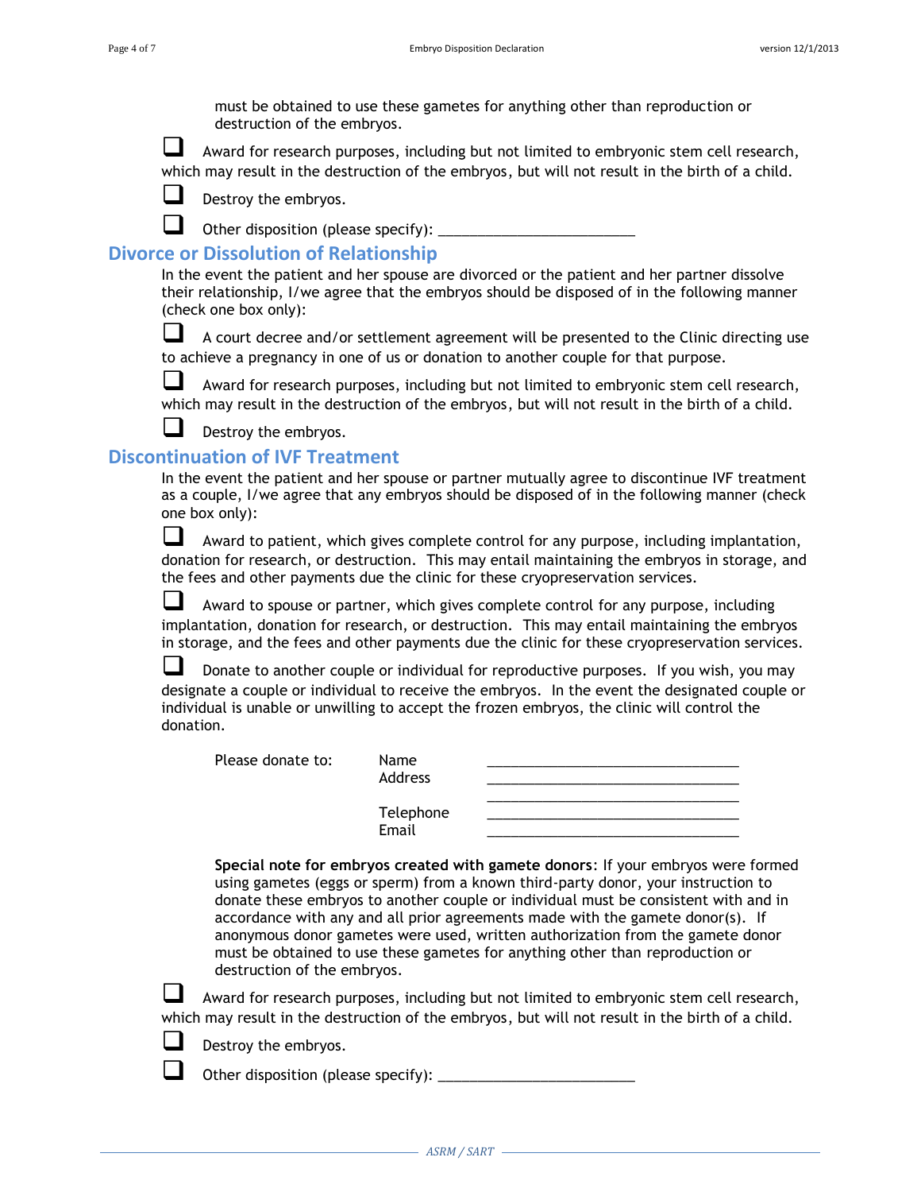must be obtained to use these gametes for anything other than reproduction or destruction of the embryos.

☐ Award for research purposes, including but not limited to embryonic stem cell research, which may result in the destruction of the embryos, but will not result in the birth of a child.

☐ Destroy the embryos.

☐ Other disposition (please specify): _________________________

## Divorce or Dissolution of Relationship

In the event the patient and her spouse are divorced or the patient and her partner dissolve their relationship, I/we agree that the embryos should be disposed of in the following manner (check one box only):

☐ A court decree and/or settlement agreement will be presented to the Clinic directing use to achieve a pregnancy in one of us or donation to another couple for that purpose.

☐ Award for research purposes, including but not limited to embryonic stem cell research, which may result in the destruction of the embryos, but will not result in the birth of a child.

☐ Destroy the embryos.

## Discontinuation of IVF Treatment

In the event the patient and her spouse or partner mutually agree to discontinue IVF treatment as a couple, I/we agree that any embryos should be disposed of in the following manner (check one box only):

☐ Award to patient, which gives complete control for any purpose, including implantation, donation for research, or destruction. This may entail maintaining the embryos in storage, and the fees and other payments due the clinic for these cryopreservation services.

☐ Award to spouse or partner, which gives complete control for any purpose, including implantation, donation for research, or destruction. This may entail maintaining the embryos in storage, and the fees and other payments due the clinic for these cryopreservation services.

☐ Donate to another couple or individual for reproductive purposes. If you wish, you may designate a couple or individual to receive the embryos. In the event the designated couple or individual is unable or unwilling to accept the frozen embryos, the clinic will control the donation.

Please donate to:

Name _________________________________

Address _________________________________

_________________________________

Telephone _________________________________

Email _________________________________

**Special note for embryos created with gamete donors**: If your embryos were formed using gametes (eggs or sperm) from a known third-party donor, your instruction to donate these embryos to another couple or individual must be consistent with and in accordance with any and all prior agreements made with the gamete donor(s). If anonymous donor gametes were used, written authorization from the gamete donor must be obtained to use these gametes for anything other than reproduction or destruction of the embryos.

☐ Award for research purposes, including but not limited to embryonic stem cell research, which may result in the destruction of the embryos, but will not result in the birth of a child.

☐ Destroy the embryos.

☐ Other disposition (please specify): _________________________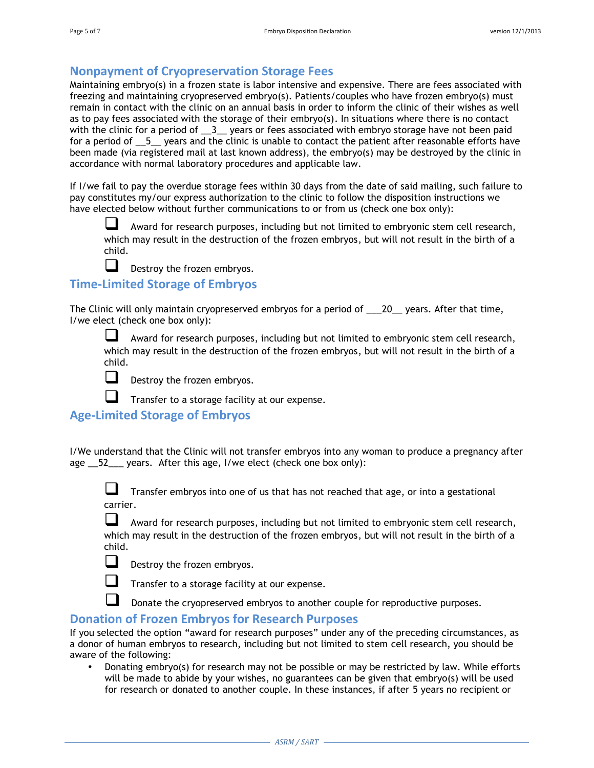## Nonpayment of Cryopreservation Storage Fees

Maintaining embryo(s) in a frozen state is labor intensive and expensive. There are fees associated with freezing and maintaining cryopreserved embryo(s). Patients/couples who have frozen embryo(s) must remain in contact with the clinic on an annual basis in order to inform the clinic of their wishes as well as to pay fees associated with the storage of their embryo(s). In situations where there is no contact with the clinic for a period of \_\_3\_\_ years or fees associated with embryo storage have not been paid for a period of \_\_5\_\_ years and the clinic is unable to contact the patient after reasonable efforts have been made (via registered mail at last known address), the embryo(s) may be destroyed by the clinic in accordance with normal laboratory procedures and applicable law.

If I/we fail to pay the overdue storage fees within 30 days from the date of said mailing, such failure to pay constitutes my/our express authorization to the clinic to follow the disposition instructions we have elected below without further communications to or from us (check one box only):

- ☐ Award for research purposes, including but not limited to embryonic stem cell research, which may result in the destruction of the frozen embryos, but will not result in the birth of a child.
- ☐ Destroy the frozen embryos.

## Time-Limited Storage of Embryos

The Clinic will only maintain cryopreserved embryos for a period of \_\_\_20\_\_ years. After that time, I/we elect (check one box only):

- ☐ Award for research purposes, including but not limited to embryonic stem cell research, which may result in the destruction of the frozen embryos, but will not result in the birth of a child.
- ☐ Destroy the frozen embryos.
- ☐ Transfer to a storage facility at our expense.

## Age-Limited Storage of Embryos

I/We understand that the Clinic will not transfer embryos into any woman to produce a pregnancy after age \_\_52\_\_\_ years. After this age, I/we elect (check one box only):

- ☐ Transfer embryos into one of us that has not reached that age, or into a gestational carrier.
- ☐ Award for research purposes, including but not limited to embryonic stem cell research, which may result in the destruction of the frozen embryos, but will not result in the birth of a child.
- ☐ Destroy the frozen embryos.
- ☐ Transfer to a storage facility at our expense.
- ☐ Donate the cryopreserved embryos to another couple for reproductive purposes.

## Donation of Frozen Embryos for Research Purposes

If you selected the option "award for research purposes" under any of the preceding circumstances, as a donor of human embryos to research, including but not limited to stem cell research, you should be aware of the following:

- Donating embryo(s) for research may not be possible or may be restricted by law. While efforts will be made to abide by your wishes, no guarantees can be given that embryo(s) will be used for research or donated to another couple. In these instances, if after 5 years no recipient or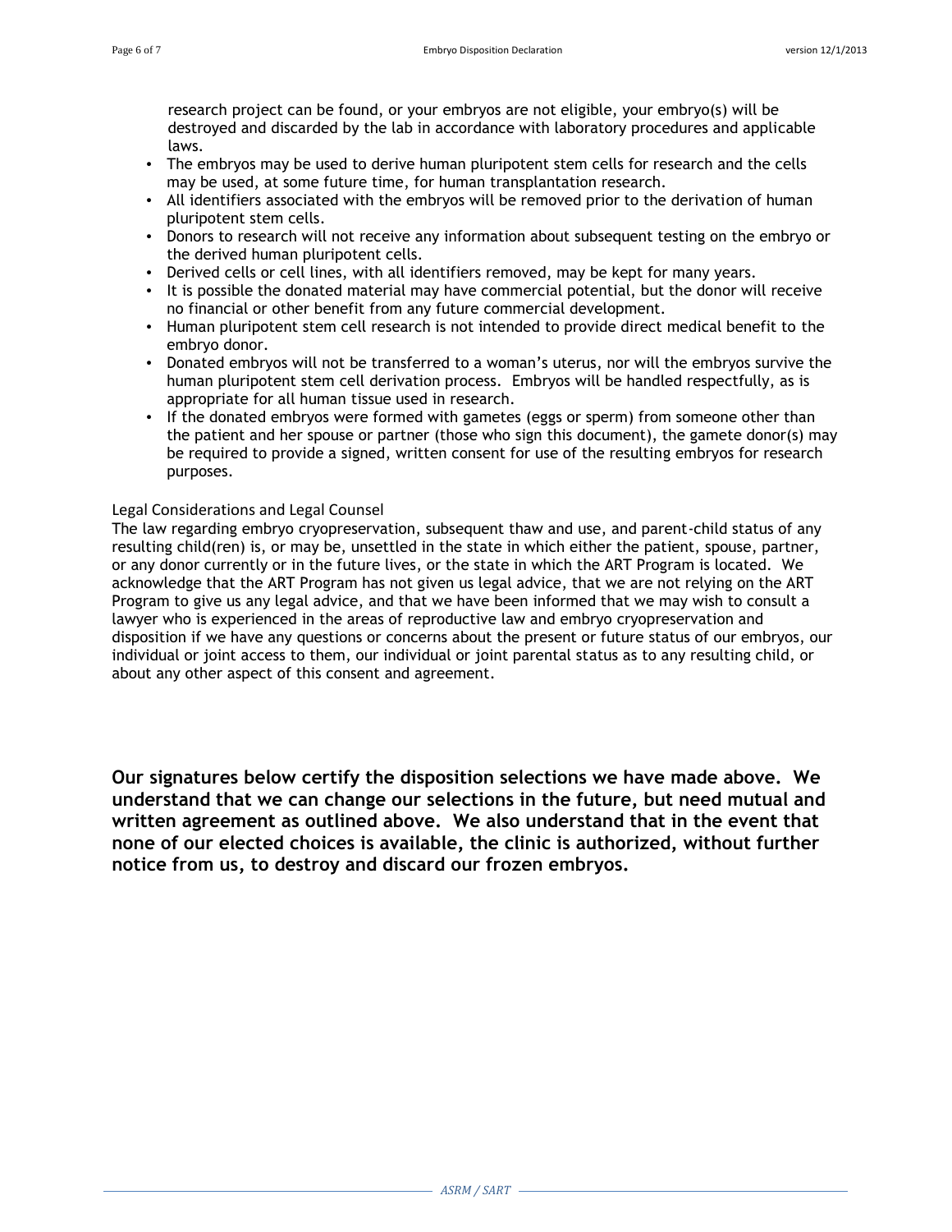research project can be found, or your embryos are not eligible, your embryo(s) will be destroyed and discarded by the lab in accordance with laboratory procedures and applicable laws.

- The embryos may be used to derive human pluripotent stem cells for research and the cells may be used, at some future time, for human transplantation research.
- All identifiers associated with the embryos will be removed prior to the derivation of human pluripotent stem cells.
- Donors to research will not receive any information about subsequent testing on the embryo or the derived human pluripotent cells.
- Derived cells or cell lines, with all identifiers removed, may be kept for many years.
- It is possible the donated material may have commercial potential, but the donor will receive no financial or other benefit from any future commercial development.
- Human pluripotent stem cell research is not intended to provide direct medical benefit to the embryo donor.
- Donated embryos will not be transferred to a woman's uterus, nor will the embryos survive the human pluripotent stem cell derivation process. Embryos will be handled respectfully, as is appropriate for all human tissue used in research.
- If the donated embryos were formed with gametes (eggs or sperm) from someone other than the patient and her spouse or partner (those who sign this document), the gamete donor(s) may be required to provide a signed, written consent for use of the resulting embryos for research purposes.

## Legal Considerations and Legal Counsel

The law regarding embryo cryopreservation, subsequent thaw and use, and parent-child status of any resulting child(ren) is, or may be, unsettled in the state in which either the patient, spouse, partner, or any donor currently or in the future lives, or the state in which the ART Program is located. We acknowledge that the ART Program has not given us legal advice, that we are not relying on the ART Program to give us any legal advice, and that we have been informed that we may wish to consult a lawyer who is experienced in the areas of reproductive law and embryo cryopreservation and disposition if we have any questions or concerns about the present or future status of our embryos, our individual or joint access to them, our individual or joint parental status as to any resulting child, or about any other aspect of this consent and agreement.

**Our signatures below certify the disposition selections we have made above. We understand that we can change our selections in the future, but need mutual and written agreement as outlined above. We also understand that in the event that none of our elected choices is available, the clinic is authorized, without further notice from us, to destroy and discard our frozen embryos.**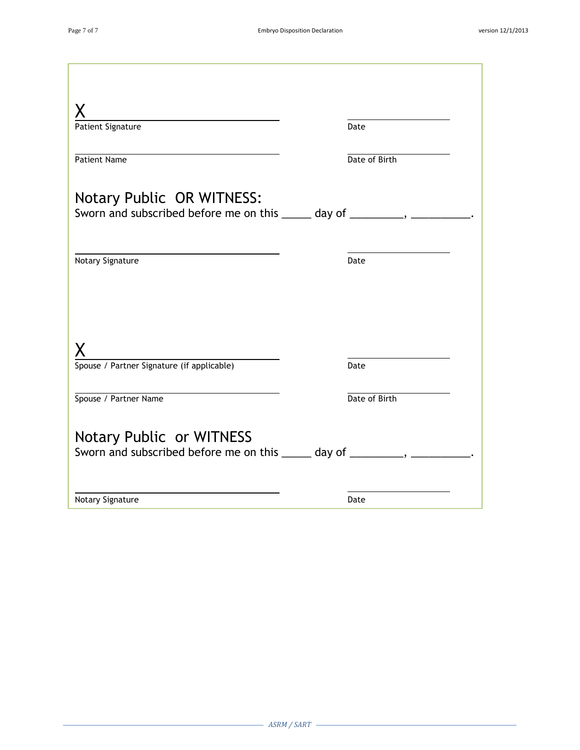X ______________________________ &nbsp;&nbsp;&nbsp;&nbsp;&nbsp;&nbsp;&nbsp;&nbsp; ____________________

Patient Signature &nbsp;&nbsp;&nbsp;&nbsp;&nbsp;&nbsp;&nbsp;&nbsp; Date

______________________________ &nbsp;&nbsp;&nbsp;&nbsp;&nbsp;&nbsp;&nbsp;&nbsp; ____________________

Patient Name &nbsp;&nbsp;&nbsp;&nbsp;&nbsp;&nbsp;&nbsp;&nbsp; Date of Birth

## Notary Public OR WITNESS:

Sworn and subscribed before me on this _____ day of _________, __________.

______________________________ &nbsp;&nbsp;&nbsp;&nbsp;&nbsp;&nbsp;&nbsp;&nbsp; ____________________

Notary Signature &nbsp;&nbsp;&nbsp;&nbsp;&nbsp;&nbsp;&nbsp;&nbsp; Date

X ______________________________ &nbsp;&nbsp;&nbsp;&nbsp;&nbsp;&nbsp;&nbsp;&nbsp; ____________________

Spouse / Partner Signature (if applicable) &nbsp;&nbsp;&nbsp;&nbsp;&nbsp;&nbsp;&nbsp;&nbsp; Date

______________________________ &nbsp;&nbsp;&nbsp;&nbsp;&nbsp;&nbsp;&nbsp;&nbsp; ____________________

Spouse / Partner Name &nbsp;&nbsp;&nbsp;&nbsp;&nbsp;&nbsp;&nbsp;&nbsp; Date of Birth

## Notary Public or WITNESS

Sworn and subscribed before me on this _____ day of _________, __________.

______________________________ &nbsp;&nbsp;&nbsp;&nbsp;&nbsp;&nbsp;&nbsp;&nbsp; ____________________

Notary Signature &nbsp;&nbsp;&nbsp;&nbsp;&nbsp;&nbsp;&nbsp;&nbsp; Date